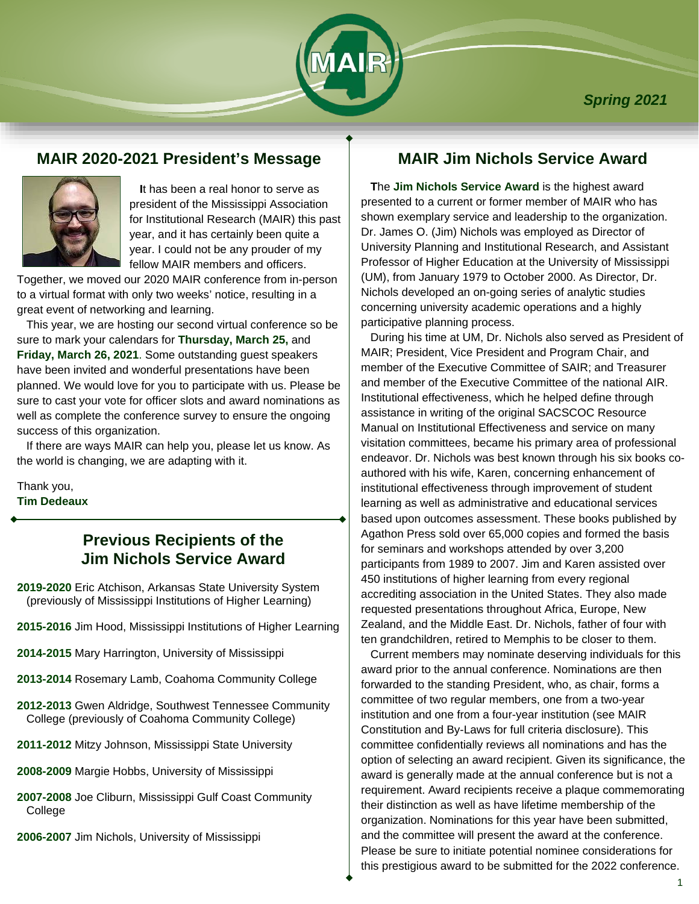*Spring 2021*

## MAIR 2020-2021 President's Message

It has been a real honor to serve as president of the Mississippi Association for Institutional Research (MAIR) this past year, and it has certainly been quite a year. I could not be any prouder of my fellow MAIR members and officers. Together, we moved our 2020 MAIR conference from in-person to a virtual format with only two weeks' notice, resulting in a great event of networking and learning.

This year, we are hosting our second virtual conference so be sure to mark your calendars for **Thursday, March 25,** and **Friday, March 26, 2021**. Some outstanding guest speakers have been invited and wonderful presentations have been planned. We would love for you to participate with us. Please be sure to cast your vote for officer slots and award nominations as well as complete the conference survey to ensure the ongoing success of this organization.

If there are ways MAIR can help you, please let us know. As the world is changing, we are adapting with it.

Thank you,
**Tim Dedeaux**

## Previous Recipients of the Jim Nichols Service Award

**2019-2020** Eric Atchison, Arkansas State University System (previously of Mississippi Institutions of Higher Learning)

**2015-2016** Jim Hood, Mississippi Institutions of Higher Learning

**2014-2015** Mary Harrington, University of Mississippi

**2013-2014** Rosemary Lamb, Coahoma Community College

**2012-2013** Gwen Aldridge, Southwest Tennessee Community College (previously of Coahoma Community College)

**2011-2012** Mitzy Johnson, Mississippi State University

**2008-2009** Margie Hobbs, University of Mississippi

**2007-2008** Joe Cliburn, Mississippi Gulf Coast Community College

**2006-2007** Jim Nichols, University of Mississippi

## MAIR Jim Nichols Service Award

The **Jim Nichols Service Award** is the highest award presented to a current or former member of MAIR who has shown exemplary service and leadership to the organization. Dr. James O. (Jim) Nichols was employed as Director of University Planning and Institutional Research, and Assistant Professor of Higher Education at the University of Mississippi (UM), from January 1979 to October 2000. As Director, Dr. Nichols developed an on-going series of analytic studies concerning university academic operations and a highly participative planning process.

During his time at UM, Dr. Nichols also served as President of MAIR; President, Vice President and Program Chair, and member of the Executive Committee of SAIR; and Treasurer and member of the Executive Committee of the national AIR. Institutional effectiveness, which he helped define through assistance in writing of the original SACSCOC Resource Manual on Institutional Effectiveness and service on many visitation committees, became his primary area of professional endeavor. Dr. Nichols was best known through his six books co-authored with his wife, Karen, concerning enhancement of institutional effectiveness through improvement of student learning as well as administrative and educational services based upon outcomes assessment. These books published by Agathon Press sold over 65,000 copies and formed the basis for seminars and workshops attended by over 3,200 participants from 1989 to 2007. Jim and Karen assisted over 450 institutions of higher learning from every regional accrediting association in the United States. They also made requested presentations throughout Africa, Europe, New Zealand, and the Middle East. Dr. Nichols, father of four with ten grandchildren, retired to Memphis to be closer to them.

Current members may nominate deserving individuals for this award prior to the annual conference. Nominations are then forwarded to the standing President, who, as chair, forms a committee of two regular members, one from a two-year institution and one from a four-year institution (see MAIR Constitution and By-Laws for full criteria disclosure). This committee confidentially reviews all nominations and has the option of selecting an award recipient. Given its significance, the award is generally made at the annual conference but is not a requirement. Award recipients receive a plaque commemorating their distinction as well as have lifetime membership of the organization. Nominations for this year have been submitted, and the committee will present the award at the conference. Please be sure to initiate potential nominee considerations for this prestigious award to be submitted for the 2022 conference.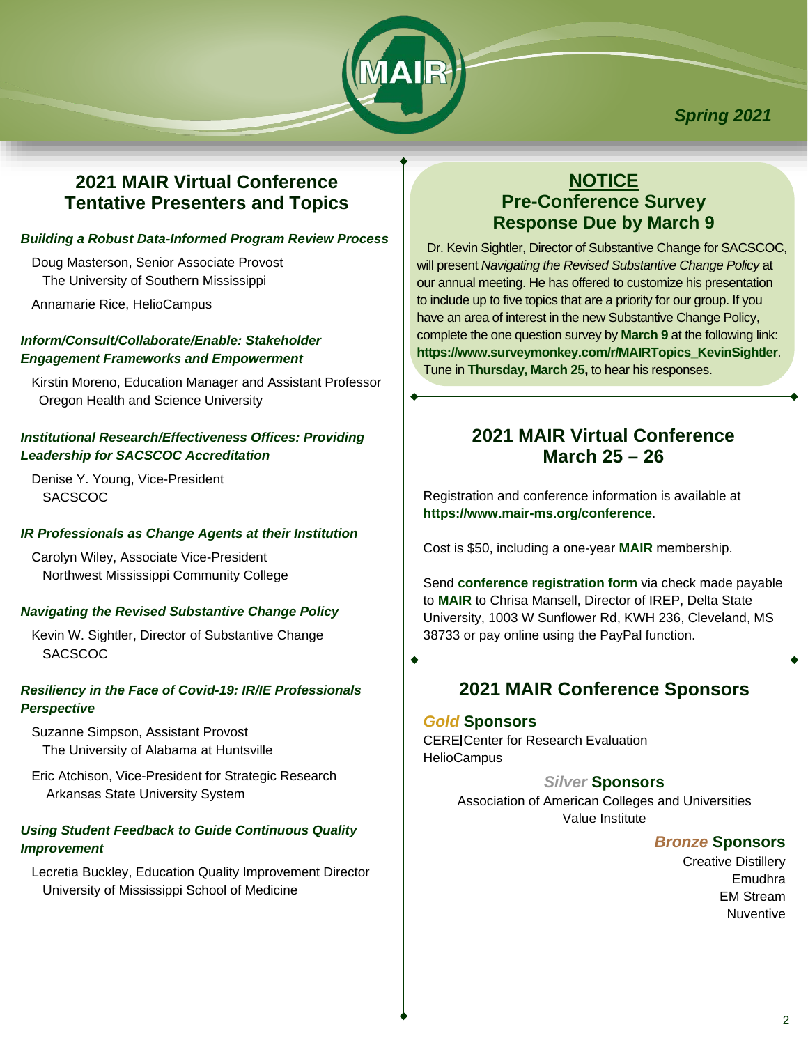# 2021 MAIR Virtual Conference Tentative Presenters and Topics

***Building a Robust Data-Informed Program Review Process***

Doug Masterson, Senior Associate Provost
The University of Southern Mississippi

Annamarie Rice, HelioCampus

***Inform/Consult/Collaborate/Enable: Stakeholder Engagement Frameworks and Empowerment***

Kirstin Moreno, Education Manager and Assistant Professor
Oregon Health and Science University

***Institutional Research/Effectiveness Offices: Providing Leadership for SACSCOC Accreditation***

Denise Y. Young, Vice-President
SACSCOC

***IR Professionals as Change Agents at their Institution***

Carolyn Wiley, Associate Vice-President
Northwest Mississippi Community College

***Navigating the Revised Substantive Change Policy***

Kevin W. Sightler, Director of Substantive Change
SACSCOC

***Resiliency in the Face of Covid-19: IR/IE Professionals Perspective***

Suzanne Simpson, Assistant Provost
The University of Alabama at Huntsville

Eric Atchison, Vice-President for Strategic Research
Arkansas State University System

***Using Student Feedback to Guide Continuous Quality Improvement***

Lecretia Buckley, Education Quality Improvement Director
University of Mississippi School of Medicine

## NOTICE
## Pre-Conference Survey Response Due by March 9

Dr. Kevin Sightler, Director of Substantive Change for SACSCOC, will present *Navigating the Revised Substantive Change Policy* at our annual meeting. He has offered to customize his presentation to include up to five topics that are a priority for our group. If you have an area of interest in the new Substantive Change Policy, complete the one question survey by **March 9** at the following link: **https://www.surveymonkey.com/r/MAIRTopics_KevinSightler**. Tune in **Thursday, March 25,** to hear his responses.

# 2021 MAIR Virtual Conference March 25 – 26

Registration and conference information is available at **https://www.mair-ms.org/conference**.

Cost is $50, including a one-year **MAIR** membership.

Send **conference registration form** via check made payable to **MAIR** to Chrisa Mansell, Director of IREP, Delta State University, 1003 W Sunflower Rd, KWH 236, Cleveland, MS 38733 or pay online using the PayPal function.

# 2021 MAIR Conference Sponsors

### *Gold* Sponsors

CERE|Center for Research Evaluation
HelioCampus

### *Silver* Sponsors

Association of American Colleges and Universities
Value Institute

### *Bronze* Sponsors

Creative Distillery
Emudhra
EM Stream
Nuventive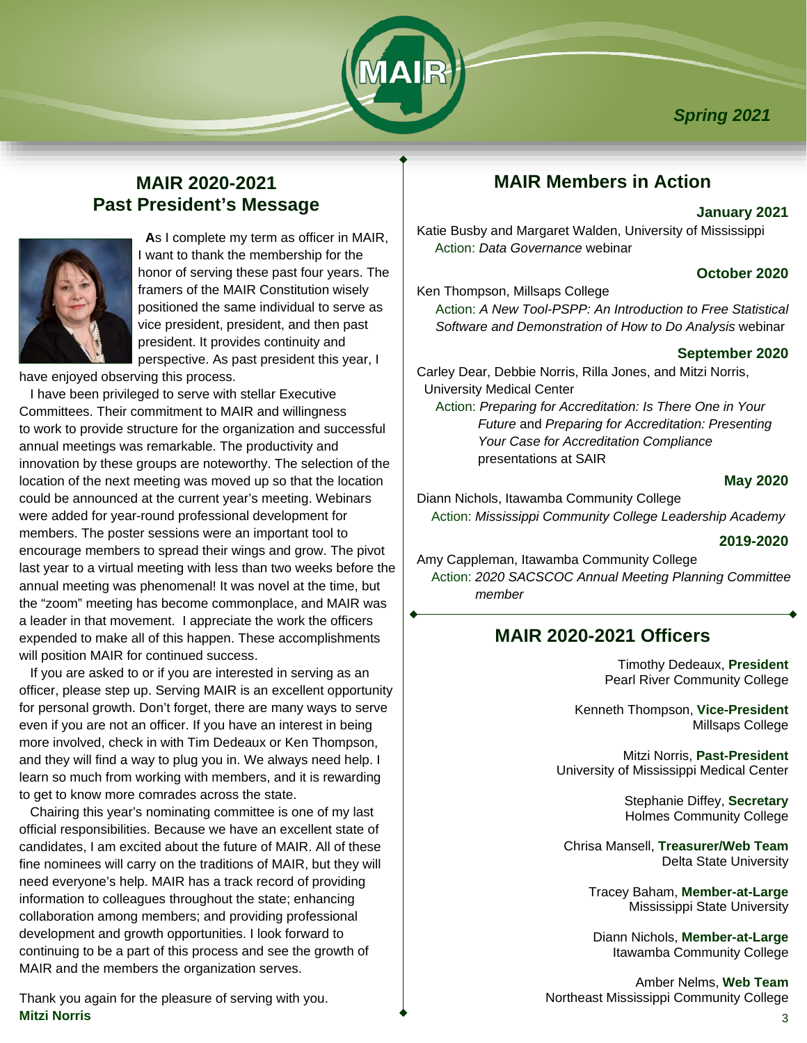Spring 2021

## MAIR 2020-2021 Past President's Message

**A**s I complete my term as officer in MAIR, I want to thank the membership for the honor of serving these past four years. The framers of the MAIR Constitution wisely positioned the same individual to serve as vice president, president, and then past president. It provides continuity and perspective. As past president this year, I have enjoyed observing this process.

I have been privileged to serve with stellar Executive Committees. Their commitment to MAIR and willingness to work to provide structure for the organization and successful annual meetings was remarkable. The productivity and innovation by these groups are noteworthy. The selection of the location of the next meeting was moved up so that the location could be announced at the current year's meeting. Webinars were added for year-round professional development for members. The poster sessions were an important tool to encourage members to spread their wings and grow. The pivot last year to a virtual meeting with less than two weeks before the annual meeting was phenomenal! It was novel at the time, but the "zoom" meeting has become commonplace, and MAIR was a leader in that movement. I appreciate the work the officers expended to make all of this happen. These accomplishments will position MAIR for continued success.

If you are asked to or if you are interested in serving as an officer, please step up. Serving MAIR is an excellent opportunity for personal growth. Don't forget, there are many ways to serve even if you are not an officer. If you have an interest in being more involved, check in with Tim Dedeaux or Ken Thompson, and they will find a way to plug you in. We always need help. I learn so much from working with members, and it is rewarding to get to know more comrades across the state.

Chairing this year's nominating committee is one of my last official responsibilities. Because we have an excellent state of candidates, I am excited about the future of MAIR. All of these fine nominees will carry on the traditions of MAIR, but they will need everyone's help. MAIR has a track record of providing information to colleagues throughout the state; enhancing collaboration among members; and providing professional development and growth opportunities. I look forward to continuing to be a part of this process and see the growth of MAIR and the members the organization serves.

Thank you again for the pleasure of serving with you.
**Mitzi Norris**

## MAIR Members in Action

**January 2021**

Katie Busby and Margaret Walden, University of Mississippi
Action: *Data Governance* webinar

**October 2020**

Ken Thompson, Millsaps College
Action: *A New Tool-PSPP: An Introduction to Free Statistical Software and Demonstration of How to Do Analysis* webinar

**September 2020**

Carley Dear, Debbie Norris, Rilla Jones, and Mitzi Norris, University Medical Center
Action: *Preparing for Accreditation: Is There One in Your Future* and *Preparing for Accreditation: Presenting Your Case for Accreditation Compliance* presentations at SAIR

**May 2020**

Diann Nichols, Itawamba Community College
Action: *Mississippi Community College Leadership Academy*

**2019-2020**

Amy Cappleman, Itawamba Community College
Action: *2020 SACSCOC Annual Meeting Planning Committee member*

## MAIR 2020-2021 Officers

Timothy Dedeaux, **President**
Pearl River Community College

Kenneth Thompson, **Vice-President**
Millsaps College

Mitzi Norris, **Past-President**
University of Mississippi Medical Center

Stephanie Diffey, **Secretary**
Holmes Community College

Chrisa Mansell, **Treasurer/Web Team**
Delta State University

Tracey Baham, **Member-at-Large**
Mississippi State University

Diann Nichols, **Member-at-Large**
Itawamba Community College

Amber Nelms, **Web Team**
Northeast Mississippi Community College